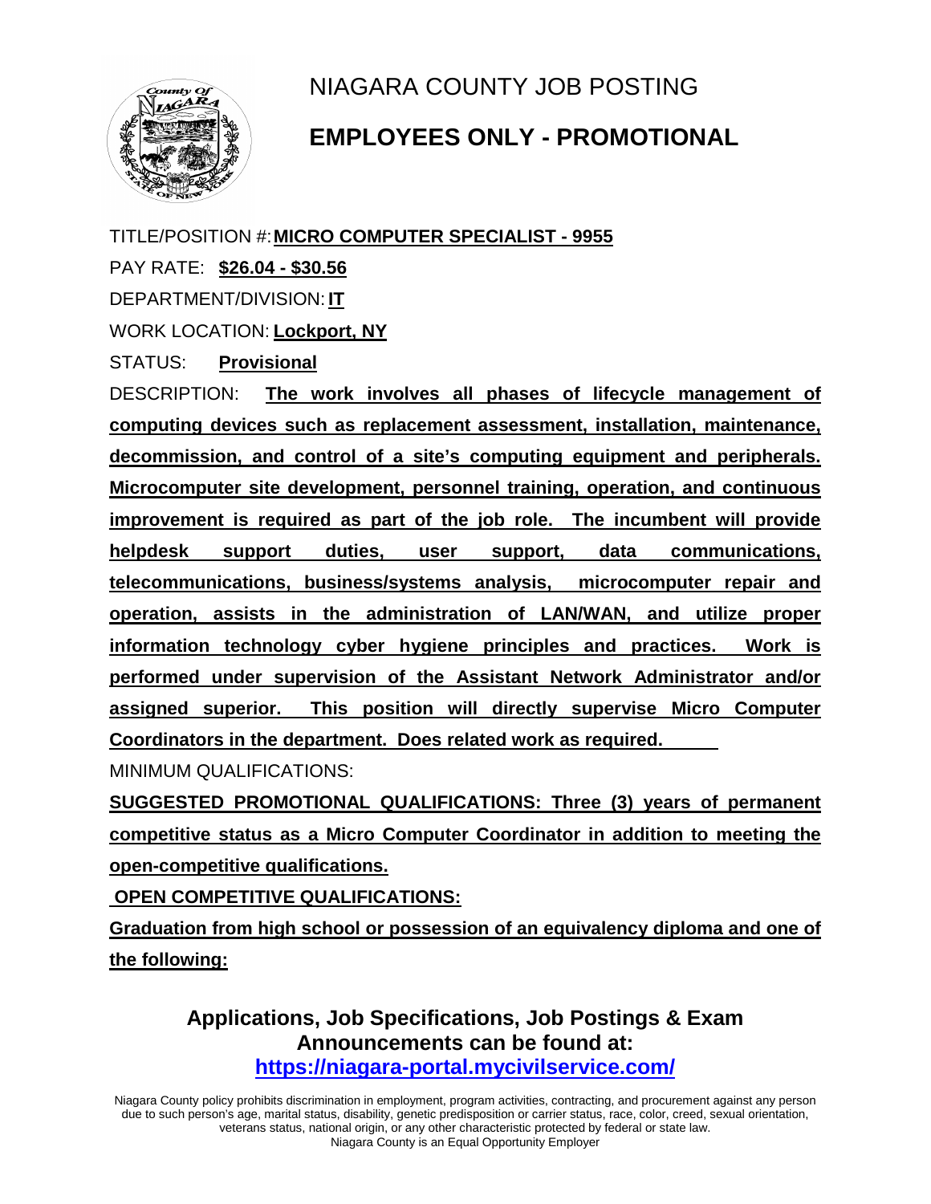# NIAGARA COUNTY JOB POSTING

## EMPLOYEES ONLY - PROMOTIONAL

TITLE/POSITION #: **MICRO COMPUTER SPECIALIST - 9955**

PAY RATE: **$26.04 - $30.56**

DEPARTMENT/DIVISION: **IT**

WORK LOCATION: **Lockport, NY**

STATUS: **Provisional**

DESCRIPTION: **The work involves all phases of lifecycle management of computing devices such as replacement assessment, installation, maintenance, decommission, and control of a site's computing equipment and peripherals. Microcomputer site development, personnel training, operation, and continuous improvement is required as part of the job role. The incumbent will provide helpdesk support duties, user support, data communications, telecommunications, business/systems analysis, microcomputer repair and operation, assists in the administration of LAN/WAN, and utilize proper information technology cyber hygiene principles and practices. Work is performed under supervision of the Assistant Network Administrator and/or assigned superior. This position will directly supervise Micro Computer Coordinators in the department. Does related work as required.**

MINIMUM QUALIFICATIONS:

**SUGGESTED PROMOTIONAL QUALIFICATIONS: Three (3) years of permanent competitive status as a Micro Computer Coordinator in addition to meeting the open-competitive qualifications.**

**OPEN COMPETITIVE QUALIFICATIONS:**

**Graduation from high school or possession of an equivalency diploma and one of the following:**

**Applications, Job Specifications, Job Postings & Exam Announcements can be found at:**
**https://niagara-portal.mycivilservice.com/**

Niagara County policy prohibits discrimination in employment, program activities, contracting, and procurement against any person due to such person's age, marital status, disability, genetic predisposition or carrier status, race, color, creed, sexual orientation, veterans status, national origin, or any other characteristic protected by federal or state law.
Niagara County is an Equal Opportunity Employer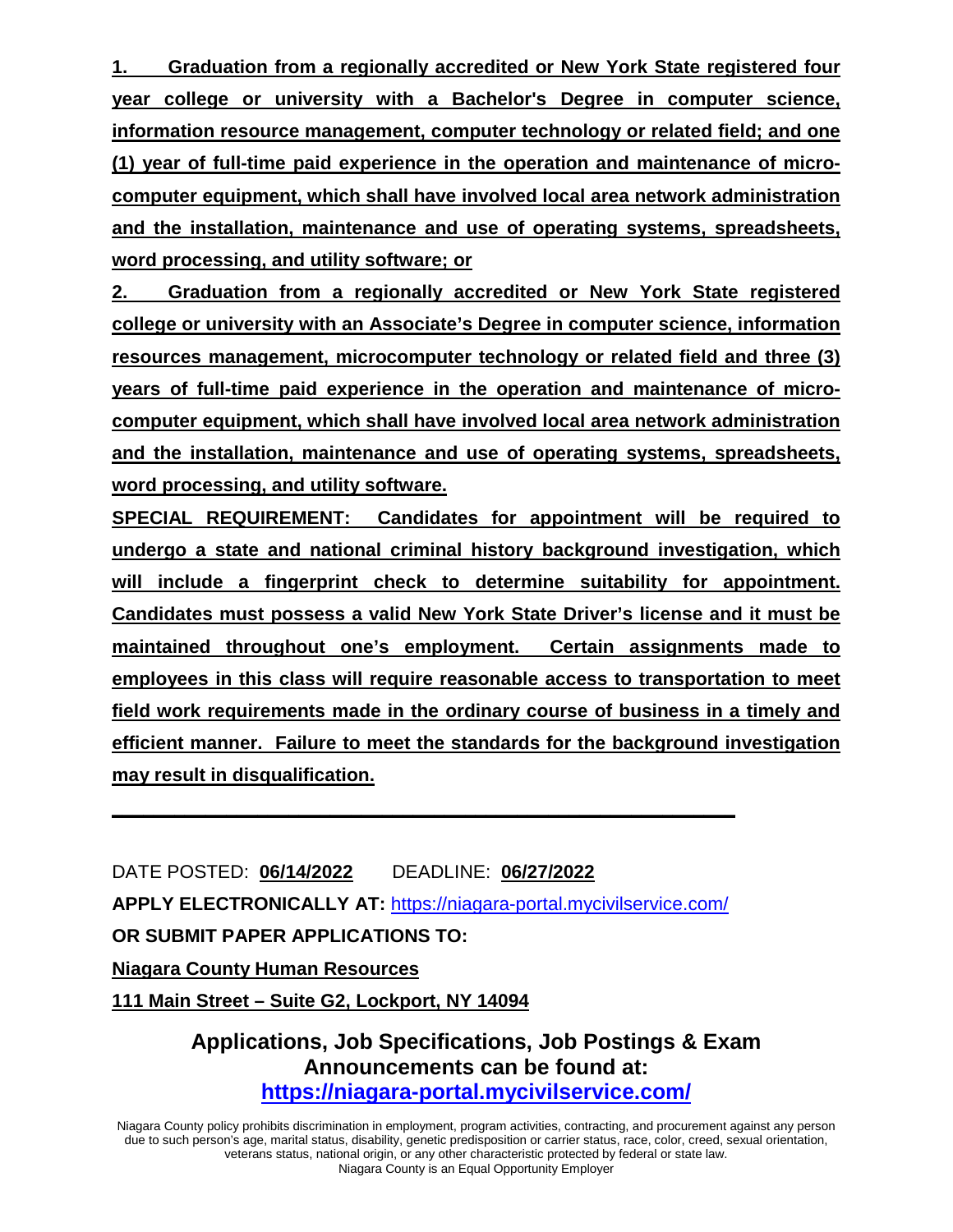**1. Graduation from a regionally accredited or New York State registered four year college or university with a Bachelor's Degree in computer science, information resource management, computer technology or related field; and one (1) year of full-time paid experience in the operation and maintenance of micro-computer equipment, which shall have involved local area network administration and the installation, maintenance and use of operating systems, spreadsheets, word processing, and utility software; or**

**2. Graduation from a regionally accredited or New York State registered college or university with an Associate's Degree in computer science, information resources management, microcomputer technology or related field and three (3) years of full-time paid experience in the operation and maintenance of micro-computer equipment, which shall have involved local area network administration and the installation, maintenance and use of operating systems, spreadsheets, word processing, and utility software.**

**SPECIAL REQUIREMENT: Candidates for appointment will be required to undergo a state and national criminal history background investigation, which will include a fingerprint check to determine suitability for appointment. Candidates must possess a valid New York State Driver's license and it must be maintained throughout one's employment. Certain assignments made to employees in this class will require reasonable access to transportation to meet field work requirements made in the ordinary course of business in a timely and efficient manner. Failure to meet the standards for the background investigation may result in disqualification.**

---

DATE POSTED: **06/14/2022** DEADLINE: **06/27/2022**

**APPLY ELECTRONICALLY AT:** https://niagara-portal.mycivilservice.com/

**OR SUBMIT PAPER APPLICATIONS TO:**

**Niagara County Human Resources**

**111 Main Street – Suite G2, Lockport, NY 14094**

**Applications, Job Specifications, Job Postings & Exam Announcements can be found at:**
**https://niagara-portal.mycivilservice.com/**

Niagara County policy prohibits discrimination in employment, program activities, contracting, and procurement against any person due to such person's age, marital status, disability, genetic predisposition or carrier status, race, color, creed, sexual orientation, veterans status, national origin, or any other characteristic protected by federal or state law.
Niagara County is an Equal Opportunity Employer